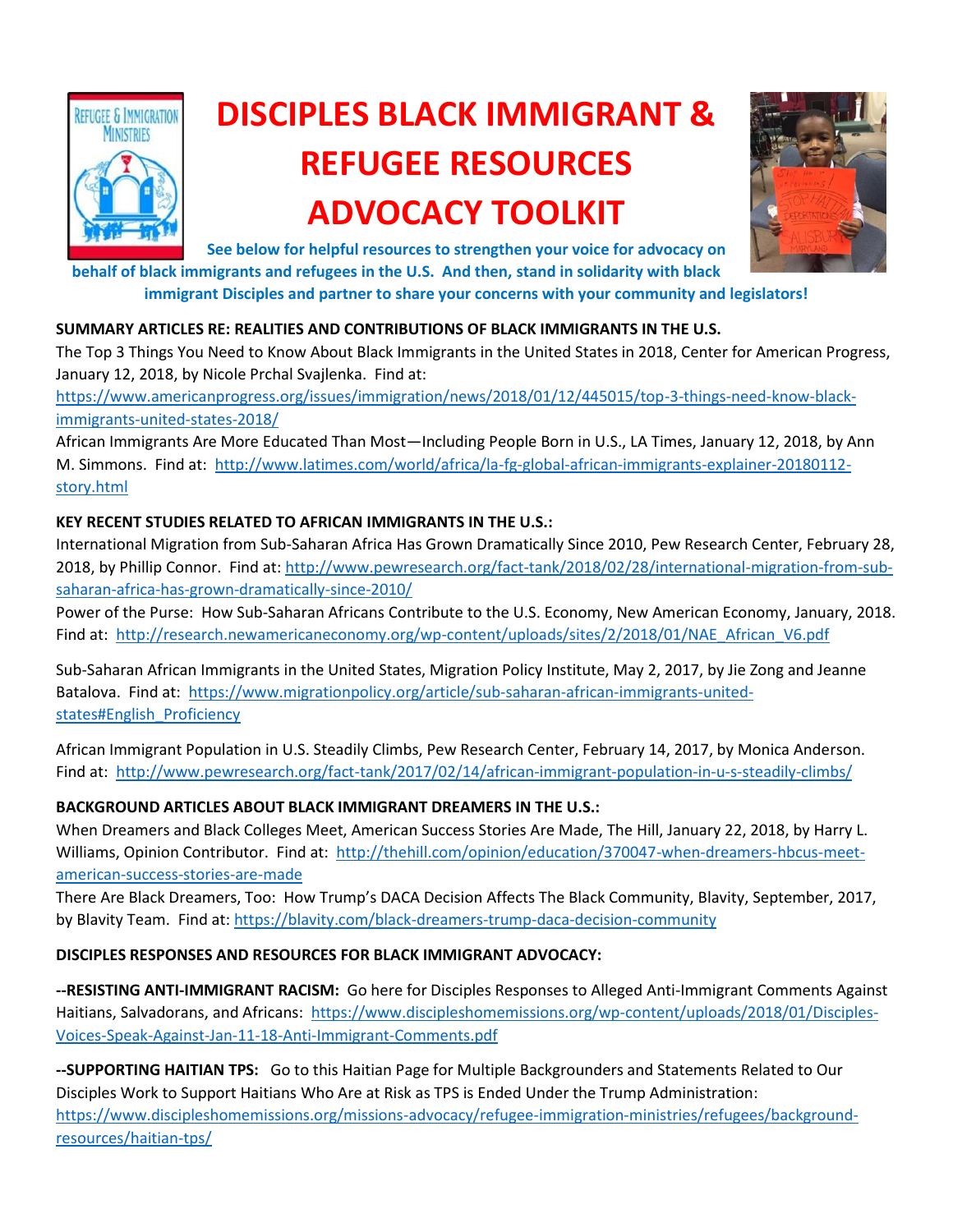# DISCIPLES BLACK IMMIGRANT & REFUGEE RESOURCES ADVOCACY TOOLKIT

**See below for helpful resources to strengthen your voice for advocacy on behalf of black immigrants and refugees in the U.S. And then, stand in solidarity with black immigrant Disciples and partner to share your concerns with your community and legislators!**

**SUMMARY ARTICLES RE: REALITIES AND CONTRIBUTIONS OF BLACK IMMIGRANTS IN THE U.S.**

The Top 3 Things You Need to Know About Black Immigrants in the United States in 2018, Center for American Progress, January 12, 2018, by Nicole Prchal Svajlenka. Find at: https://www.americanprogress.org/issues/immigration/news/2018/01/12/445015/top-3-things-need-know-black-immigrants-united-states-2018/

African Immigrants Are More Educated Than Most—Including People Born in U.S., LA Times, January 12, 2018, by Ann M. Simmons. Find at: http://www.latimes.com/world/africa/la-fg-global-african-immigrants-explainer-20180112-story.html

**KEY RECENT STUDIES RELATED TO AFRICAN IMMIGRANTS IN THE U.S.:**

International Migration from Sub-Saharan Africa Has Grown Dramatically Since 2010, Pew Research Center, February 28, 2018, by Phillip Connor. Find at: http://www.pewresearch.org/fact-tank/2018/02/28/international-migration-from-sub-saharan-africa-has-grown-dramatically-since-2010/

Power of the Purse: How Sub-Saharan Africans Contribute to the U.S. Economy, New American Economy, January, 2018. Find at: http://research.newamericaneconomy.org/wp-content/uploads/sites/2/2018/01/NAE_African_V6.pdf

Sub-Saharan African Immigrants in the United States, Migration Policy Institute, May 2, 2017, by Jie Zong and Jeanne Batalova. Find at: https://www.migrationpolicy.org/article/sub-saharan-african-immigrants-united-states#English_Proficiency

African Immigrant Population in U.S. Steadily Climbs, Pew Research Center, February 14, 2017, by Monica Anderson. Find at: http://www.pewresearch.org/fact-tank/2017/02/14/african-immigrant-population-in-u-s-steadily-climbs/

**BACKGROUND ARTICLES ABOUT BLACK IMMIGRANT DREAMERS IN THE U.S.:**

When Dreamers and Black Colleges Meet, American Success Stories Are Made, The Hill, January 22, 2018, by Harry L. Williams, Opinion Contributor. Find at: http://thehill.com/opinion/education/370047-when-dreamers-hbcus-meet-american-success-stories-are-made

There Are Black Dreamers, Too: How Trump's DACA Decision Affects The Black Community, Blavity, September, 2017, by Blavity Team. Find at: https://blavity.com/black-dreamers-trump-daca-decision-community

**DISCIPLES RESPONSES AND RESOURCES FOR BLACK IMMIGRANT ADVOCACY:**

**--RESISTING ANTI-IMMIGRANT RACISM:** Go here for Disciples Responses to Alleged Anti-Immigrant Comments Against Haitians, Salvadorans, and Africans: https://www.discipleshomemissions.org/wp-content/uploads/2018/01/Disciples-Voices-Speak-Against-Jan-11-18-Anti-Immigrant-Comments.pdf

**--SUPPORTING HAITIAN TPS:** Go to this Haitian Page for Multiple Backgrounders and Statements Related to Our Disciples Work to Support Haitians Who Are at Risk as TPS is Ended Under the Trump Administration: https://www.discipleshomemissions.org/missions-advocacy/refugee-immigration-ministries/refugees/background-resources/haitian-tps/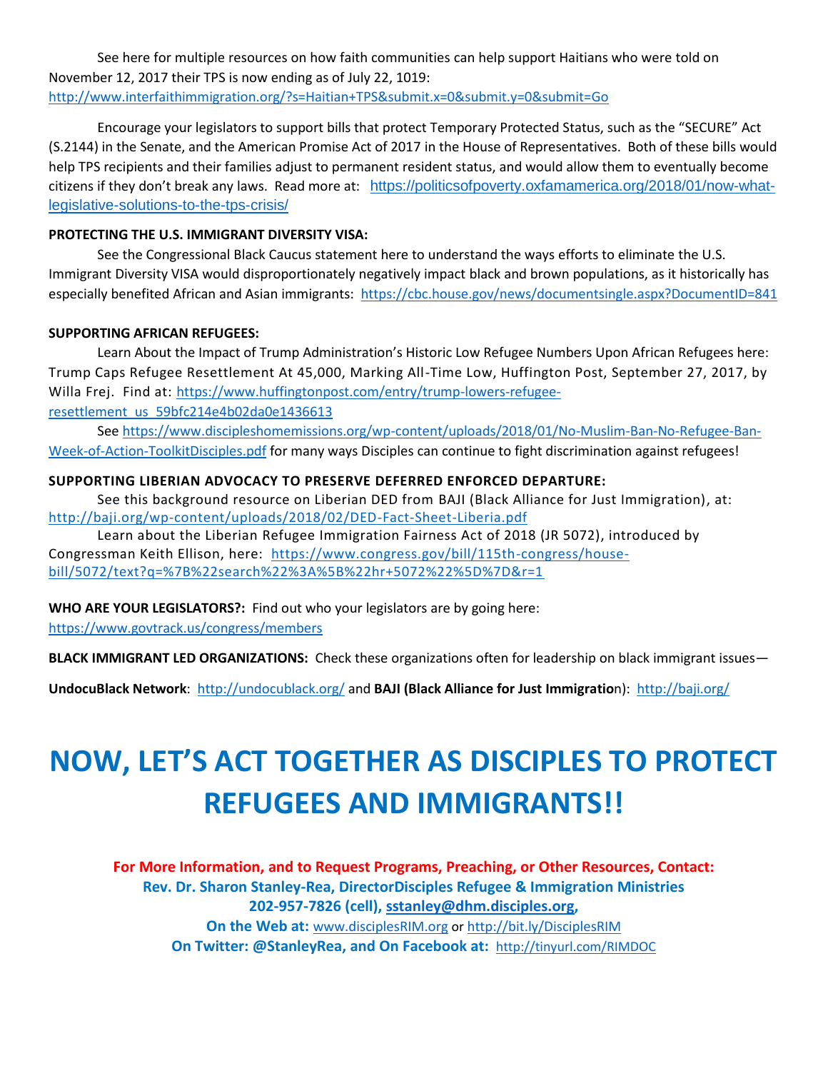See here for multiple resources on how faith communities can help support Haitians who were told on November 12, 2017 their TPS is now ending as of July 22, 1019: http://www.interfaithimmigration.org/?s=Haitian+TPS&submit.x=0&submit.y=0&submit=Go

Encourage your legislators to support bills that protect Temporary Protected Status, such as the "SECURE" Act (S.2144) in the Senate, and the American Promise Act of 2017 in the House of Representatives. Both of these bills would help TPS recipients and their families adjust to permanent resident status, and would allow them to eventually become citizens if they don't break any laws. Read more at: https://politicsofpoverty.oxfamamerica.org/2018/01/now-what-legislative-solutions-to-the-tps-crisis/

**PROTECTING THE U.S. IMMIGRANT DIVERSITY VISA:**

See the Congressional Black Caucus statement here to understand the ways efforts to eliminate the U.S. Immigrant Diversity VISA would disproportionately negatively impact black and brown populations, as it historically has especially benefited African and Asian immigrants: https://cbc.house.gov/news/documentsingle.aspx?DocumentID=841

**SUPPORTING AFRICAN REFUGEES:**

Learn About the Impact of Trump Administration's Historic Low Refugee Numbers Upon African Refugees here: Trump Caps Refugee Resettlement At 45,000, Marking All-Time Low, Huffington Post, September 27, 2017, by Willa Frej. Find at: https://www.huffingtonpost.com/entry/trump-lowers-refugee-resettlement_us_59bfc214e4b02da0e1436613

See https://www.discipleshomemissions.org/wp-content/uploads/2018/01/No-Muslim-Ban-No-Refugee-Ban-Week-of-Action-ToolkitDisciples.pdf for many ways Disciples can continue to fight discrimination against refugees!

**SUPPORTING LIBERIAN ADVOCACY TO PRESERVE DEFERRED ENFORCED DEPARTURE:**

See this background resource on Liberian DED from BAJI (Black Alliance for Just Immigration), at: http://baji.org/wp-content/uploads/2018/02/DED-Fact-Sheet-Liberia.pdf

Learn about the Liberian Refugee Immigration Fairness Act of 2018 (JR 5072), introduced by Congressman Keith Ellison, here: https://www.congress.gov/bill/115th-congress/house-bill/5072/text?q=%7B%22search%22%3A%5B%22hr+5072%22%5D%7D&r=1

**WHO ARE YOUR LEGISLATORS?:** Find out who your legislators are by going here: https://www.govtrack.us/congress/members

**BLACK IMMIGRANT LED ORGANIZATIONS:** Check these organizations often for leadership on black immigrant issues—

**UndocuBlack Network**: http://undocublack.org/ and **BAJI (Black Alliance for Just Immigratio**n): http://baji.org/

# NOW, LET'S ACT TOGETHER AS DISCIPLES TO PROTECT REFUGEES AND IMMIGRANTS!!

**For More Information, and to Request Programs, Preaching, or Other Resources, Contact:**
**Rev. Dr. Sharon Stanley-Rea, DirectorDisciples Refugee & Immigration Ministries**
**202-957-7826 (cell), sstanley@dhm.disciples.org,**
**On the Web at:** www.disciplesRIM.org or http://bit.ly/DisciplesRIM
**On Twitter: @StanleyRea, and On Facebook at:** http://tinyurl.com/RIMDOC